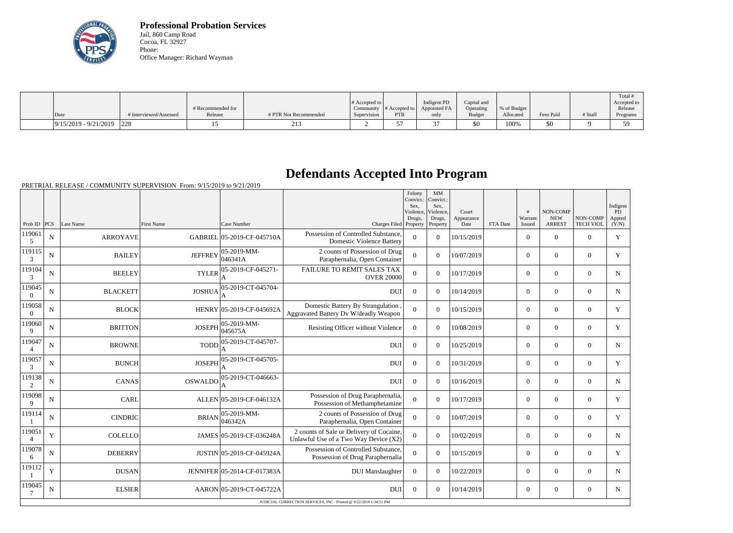**Professional Probation Services**
Jail, 860 Camp Road
Cocoa, FL 32927
Phone:
Office Manager: Richard Wayman

| Date | # Interviewed/Assessed | # Recommended for Release | # PTR Not Recommended | # Accepted to Community Supervision | # Accepted to PTR | Indigent PD Appointed FA only | Capital and Operating Budget | % of Budget Allocated | Fees Paid | # Staff | Total # Accepted to Release Programs |
|---|---|---|---|---|---|---|---|---|---|---|---|
| 9/15/2019 - 9/21/2019 | 228 | 15 | 213 | 2 | 57 | 37 | $0 | 100% | $0 | 9 | 59 |

# Defendants Accepted Into Program

PRETRIAL RELEASE / COMMUNITY SUPERVISION From: 9/15/2019 to 9/21/2019

| Prob ID | PCS | Last Name | First Name | Case Number | Charges Filed | Felony Convict.: Sex, Violence, Drugs, Property | MM Convict.: Sex, Violence, Drugs, Property | Court Appearance Date | FTA Date | # Warrant Issued | NON-COMP NEW ARREST | NON-COMP TECH VIOL | Indigent PD Appted (Y/N) |
|---|---|---|---|---|---|---|---|---|---|---|---|---|---|
| 1190615 | N | ARROYAVE | GABRIEL | 05-2019-CF-045710A | Possession of Controlled Substance, Domestic Violence Battery | 0 | 0 | 10/15/2019 | | 0 | 0 | 0 | Y |
| 1191153 | N | BAILEY | JEFFREY | 05-2019-MM-046341A | 2 counts of Possession of Drug Paraphernalia, Open Container | 0 | 0 | 10/07/2019 | | 0 | 0 | 0 | Y |
| 1191043 | N | BEELEY | TYLER | 05-2019-CF-045271-A | FAILURE TO REMIT SALES TAX OVER 20000 | 0 | 0 | 10/17/2019 | | 0 | 0 | 0 | N |
| 1190450 | N | BLACKETT | JOSHUA | 05-2019-CT-045704-A | DUI | 0 | 0 | 10/14/2019 | | 0 | 0 | 0 | N |
| 1190580 | N | BLOCK | HENRY | 05-2019-CF-045692A | Domestic Battery By Strangulation , Aggravated Battery Dv W/deadly Weapon | 0 | 0 | 10/15/2019 | | 0 | 0 | 0 | Y |
| 1190609 | N | BRITTON | JOSEPH | 05-2019-MM-045675A | Resisting Officer without Violence | 0 | 0 | 10/08/2019 | | 0 | 0 | 0 | Y |
| 1190474 | N | BROWNE | TODD | 05-2019-CT-045707-A | DUI | 0 | 0 | 10/25/2019 | | 0 | 0 | 0 | N |
| 1190573 | N | BUNCH | JOSEPH | 05-2019-CT-045705-A | DUI | 0 | 0 | 10/31/2019 | | 0 | 0 | 0 | Y |
| 1191382 | N | CANAS | OSWALDO | 05-2019-CT-046663-A | DUI | 0 | 0 | 10/16/2019 | | 0 | 0 | 0 | N |
| 1190989 | N | CARL | ALLEN | 05-2019-CF-046132A | Possession of Drug Paraphernalia, Possession of Methamphetamine | 0 | 0 | 10/17/2019 | | 0 | 0 | 0 | Y |
| 1191141 | N | CINDRIC | BRIAN | 05-2019-MM-046342A | 2 counts of Possession of Drug Paraphernalia, Open Container | 0 | 0 | 10/07/2019 | | 0 | 0 | 0 | Y |
| 1190514 | Y | COLELLO | JAMES | 05-2019-CF-036248A | 2 counts of Sale or Delivery of Cocaine, Unlawful Use of a Two Way Device (X2) | 0 | 0 | 10/02/2019 | | 0 | 0 | 0 | N |
| 1190786 | N | DEBERRY | JUSTIN | 05-2019-CF-045924A | Possession of Controlled Substance, Possession of Drug Paraphernalia | 0 | 0 | 10/15/2019 | | 0 | 0 | 0 | Y |
| 1191121 | Y | DUSAN | JENNIFER | 05-2014-CF-017383A | DUI Manslaughter | 0 | 0 | 10/22/2019 | | 0 | 0 | 0 | N |
| 1190457 | N | ELSIER | AARON | 05-2019-CT-045722A | DUI | 0 | 0 | 10/14/2019 | | 0 | 0 | 0 | N |

JUDICIAL CORRECTION SERVICES, INC - Printed @ 9/22/2019 1:34:51 PM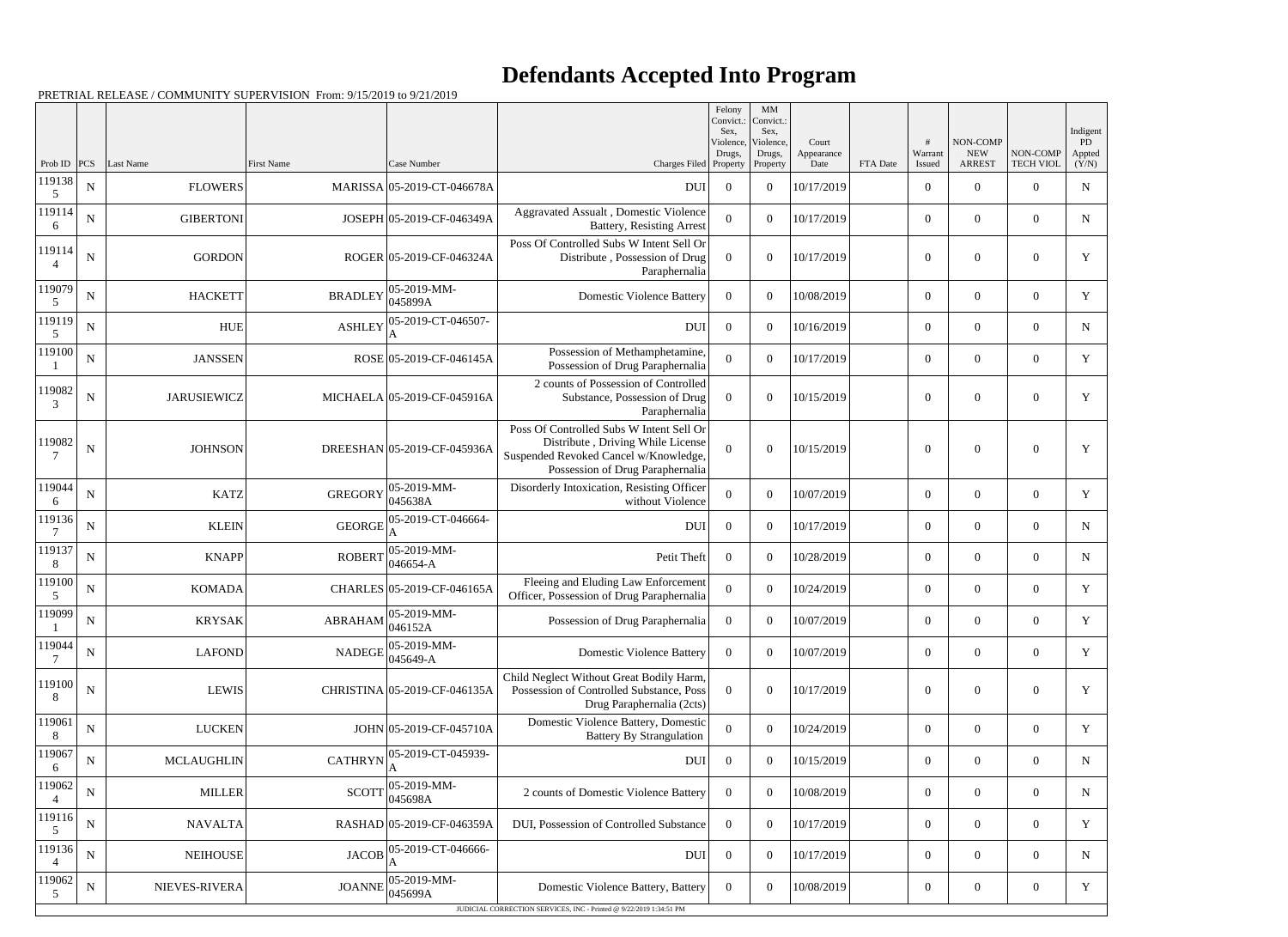# Defendants Accepted Into Program

PRETRIAL RELEASE / COMMUNITY SUPERVISION From: 9/15/2019 to 9/21/2019

| Prob ID | PCS | Last Name | First Name | Case Number | Charges Filed | Felony Convict.: Sex, Violence, Drugs, Property | MM Convict.: Sex, Violence, Drugs, Property | Court Appearance Date | FTA Date | # Warrant Issued | NON-COMP NEW ARREST | NON-COMP TECH VIOL | Indigent PD Appted (Y/N) |
|---|---|---|---|---|---|---|---|---|---|---|---|---|---|
| 1191385 | N | FLOWERS | MARISSA | 05-2019-CT-046678A | DUI | 0 | 0 | 10/17/2019 | | 0 | 0 | 0 | N |
| 1191146 | N | GIBERTONI | JOSEPH | 05-2019-CF-046349A | Aggravated Assault , Domestic Violence Battery, Resisting Arrest | 0 | 0 | 10/17/2019 | | 0 | 0 | 0 | N |
| 1191144 | N | GORDON | ROGER | 05-2019-CF-046324A | Poss Of Controlled Subs W Intent Sell Or Distribute , Possession of Drug Paraphernalia | 0 | 0 | 10/17/2019 | | 0 | 0 | 0 | Y |
| 1190795 | N | HACKETT | BRADLEY | 05-2019-MM-045899A | Domestic Violence Battery | 0 | 0 | 10/08/2019 | | 0 | 0 | 0 | Y |
| 1191195 | N | HUE | ASHLEY | 05-2019-CT-046507-A | DUI | 0 | 0 | 10/16/2019 | | 0 | 0 | 0 | N |
| 1191001 | N | JANSSEN | ROSE | 05-2019-CF-046145A | Possession of Methamphetamine, Possession of Drug Paraphernalia | 0 | 0 | 10/17/2019 | | 0 | 0 | 0 | Y |
| 1190823 | N | JARUSIEWICZ | MICHAELA | 05-2019-CF-045916A | 2 counts of Possession of Controlled Substance, Possession of Drug Paraphernalia | 0 | 0 | 10/15/2019 | | 0 | 0 | 0 | Y |
| 1190827 | N | JOHNSON | DREESHAN | 05-2019-CF-045936A | Poss Of Controlled Subs W Intent Sell Or Distribute , Driving While License Suspended Revoked Cancel w/Knowledge, Possession of Drug Paraphernalia | 0 | 0 | 10/15/2019 | | 0 | 0 | 0 | Y |
| 1190446 | N | KATZ | GREGORY | 05-2019-MM-045638A | Disorderly Intoxication, Resisting Officer without Violence | 0 | 0 | 10/07/2019 | | 0 | 0 | 0 | Y |
| 1191367 | N | KLEIN | GEORGE | 05-2019-CT-046664-A | DUI | 0 | 0 | 10/17/2019 | | 0 | 0 | 0 | N |
| 1191378 | N | KNAPP | ROBERT | 05-2019-MM-046654-A | Petit Theft | 0 | 0 | 10/28/2019 | | 0 | 0 | 0 | N |
| 1191005 | N | KOMADA | CHARLES | 05-2019-CF-046165A | Fleeing and Eluding Law Enforcement Officer, Possession of Drug Paraphernalia | 0 | 0 | 10/24/2019 | | 0 | 0 | 0 | Y |
| 1190991 | N | KRYSAK | ABRAHAM | 05-2019-MM-046152A | Possession of Drug Paraphernalia | 0 | 0 | 10/07/2019 | | 0 | 0 | 0 | Y |
| 1190447 | N | LAFOND | NADEGE | 05-2019-MM-045649-A | Domestic Violence Battery | 0 | 0 | 10/07/2019 | | 0 | 0 | 0 | Y |
| 1191008 | N | LEWIS | CHRISTINA | 05-2019-CF-046135A | Child Neglect Without Great Bodily Harm, Possession of Controlled Substance, Poss Drug Paraphernalia (2cts) | 0 | 0 | 10/17/2019 | | 0 | 0 | 0 | Y |
| 1190618 | N | LUCKEN | JOHN | 05-2019-CF-045710A | Domestic Violence Battery, Domestic Battery By Strangulation | 0 | 0 | 10/24/2019 | | 0 | 0 | 0 | Y |
| 1190676 | N | MCLAUGHLIN | CATHRYN | 05-2019-CT-045939-A | DUI | 0 | 0 | 10/15/2019 | | 0 | 0 | 0 | N |
| 1190624 | N | MILLER | SCOTT | 05-2019-MM-045698A | 2 counts of Domestic Violence Battery | 0 | 0 | 10/08/2019 | | 0 | 0 | 0 | N |
| 1191165 | N | NAVALTA | RASHAD | 05-2019-CF-046359A | DUI, Possession of Controlled Substance | 0 | 0 | 10/17/2019 | | 0 | 0 | 0 | Y |
| 1191364 | N | NEIHOUSE | JACOB | 05-2019-CT-046666-A | DUI | 0 | 0 | 10/17/2019 | | 0 | 0 | 0 | N |
| 1190625 | N | NIEVES-RIVERA | JOANNE | 05-2019-MM-045699A | Domestic Violence Battery, Battery | 0 | 0 | 10/08/2019 | | 0 | 0 | 0 | Y |

JUDICIAL CORRECTION SERVICES, INC - Printed @ 9/22/2019 1:34:51 PM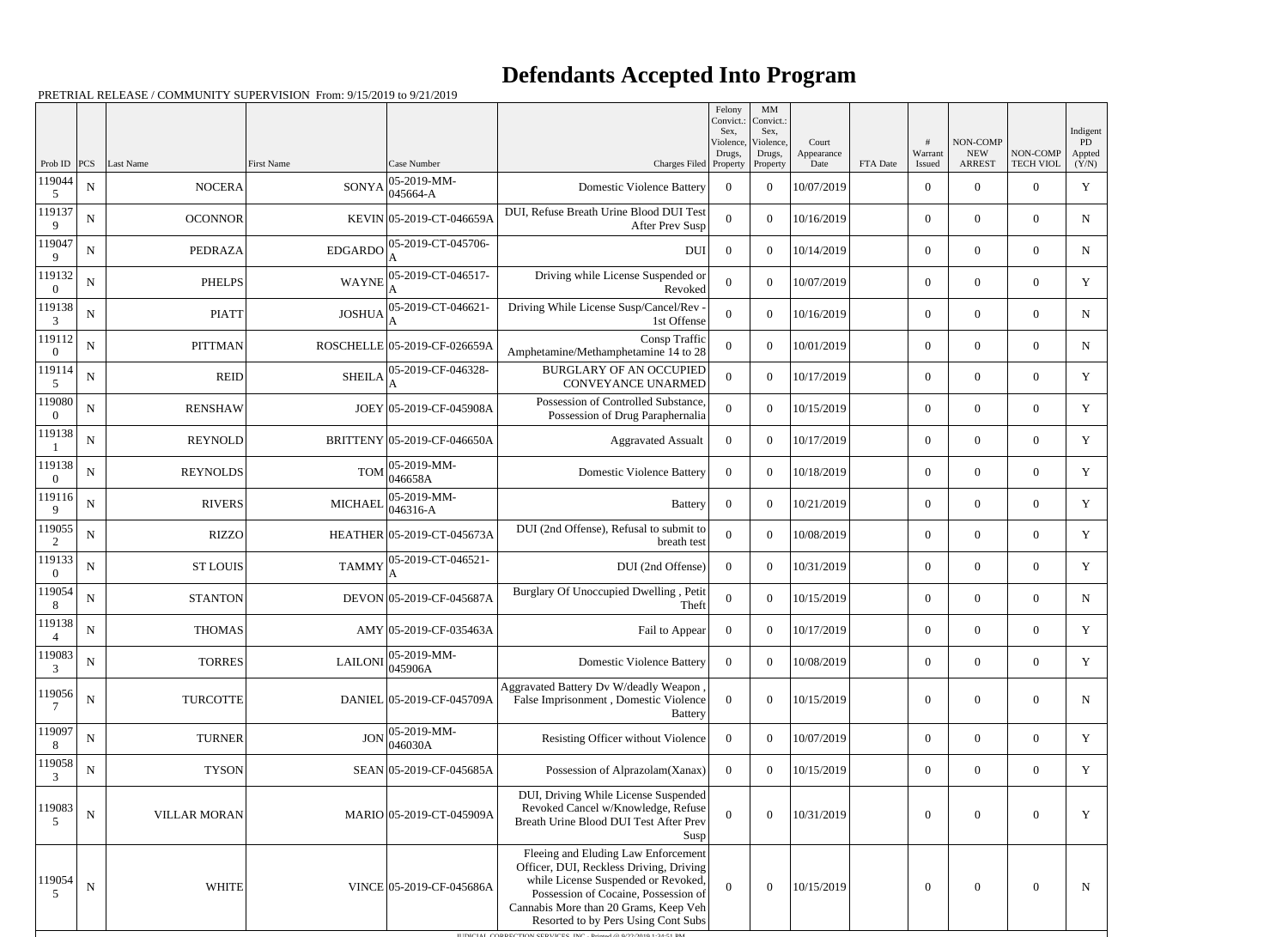# Defendants Accepted Into Program

PRETRIAL RELEASE / COMMUNITY SUPERVISION From: 9/15/2019 to 9/21/2019

| Prob ID | PCS | Last Name | First Name | Case Number | Charges Filed | Felony Convict.: Sex, Violence, Drugs, Property | MM Convict.: Sex, Violence, Drugs, Property | Court Appearance Date | FTA Date | # Warrant Issued | NON-COMP NEW ARREST | NON-COMP TECH VIOL | Indigent PD Appted (Y/N) |
|---|---|---|---|---|---|---|---|---|---|---|---|---|---|
| 1190445 | N | NOCERA | SONYA | 05-2019-MM-045664-A | Domestic Violence Battery | 0 | 0 | 10/07/2019 | | 0 | 0 | 0 | Y |
| 1191379 | N | OCONNOR | KEVIN | 05-2019-CT-046659A | DUI, Refuse Breath Urine Blood DUI Test After Prev Susp | 0 | 0 | 10/16/2019 | | 0 | 0 | 0 | N |
| 1190479 | N | PEDRAZA | EDGARDO | 05-2019-CT-045706-A | DUI | 0 | 0 | 10/14/2019 | | 0 | 0 | 0 | N |
| 1191320 | N | PHELPS | WAYNE | 05-2019-CT-046517-A | Driving while License Suspended or Revoked | 0 | 0 | 10/07/2019 | | 0 | 0 | 0 | Y |
| 1191383 | N | PIATT | JOSHUA | 05-2019-CT-046621-A | Driving While License Susp/Cancel/Rev - 1st Offense | 0 | 0 | 10/16/2019 | | 0 | 0 | 0 | N |
| 1191120 | N | PITTMAN | ROSCHELLE | 05-2019-CF-026659A | Consp Traffic Amphetamine/Methamphetamine 14 to 28 | 0 | 0 | 10/01/2019 | | 0 | 0 | 0 | N |
| 1191145 | N | REID | SHEILA | 05-2019-CF-046328-A | BURGLARY OF AN OCCUPIED CONVEYANCE UNARMED | 0 | 0 | 10/17/2019 | | 0 | 0 | 0 | Y |
| 1190800 | N | RENSHAW | JOEY | 05-2019-CF-045908A | Possession of Controlled Substance, Possession of Drug Paraphernalia | 0 | 0 | 10/15/2019 | | 0 | 0 | 0 | Y |
| 1191381 | N | REYNOLD | BRITTENY | 05-2019-CF-046650A | Aggravated Assault | 0 | 0 | 10/17/2019 | | 0 | 0 | 0 | Y |
| 1191380 | N | REYNOLDS | TOM | 05-2019-MM-046658A | Domestic Violence Battery | 0 | 0 | 10/18/2019 | | 0 | 0 | 0 | Y |
| 1191169 | N | RIVERS | MICHAEL | 05-2019-MM-046316-A | Battery | 0 | 0 | 10/21/2019 | | 0 | 0 | 0 | Y |
| 1190552 | N | RIZZO | HEATHER | 05-2019-CT-045673A | DUI (2nd Offense), Refusal to submit to breath test | 0 | 0 | 10/08/2019 | | 0 | 0 | 0 | Y |
| 1191330 | N | ST LOUIS | TAMMY | 05-2019-CT-046521-A | DUI (2nd Offense) | 0 | 0 | 10/31/2019 | | 0 | 0 | 0 | Y |
| 1190548 | N | STANTON | DEVON | 05-2019-CF-045687A | Burglary Of Unoccupied Dwelling , Petit Theft | 0 | 0 | 10/15/2019 | | 0 | 0 | 0 | N |
| 1191384 | N | THOMAS | AMY | 05-2019-CF-035463A | Fail to Appear | 0 | 0 | 10/17/2019 | | 0 | 0 | 0 | Y |
| 1190833 | N | TORRES | LAILONI | 05-2019-MM-045906A | Domestic Violence Battery | 0 | 0 | 10/08/2019 | | 0 | 0 | 0 | Y |
| 1190567 | N | TURCOTTE | DANIEL | 05-2019-CF-045709A | Aggravated Battery Dv W/deadly Weapon , False Imprisonment , Domestic Violence Battery | 0 | 0 | 10/15/2019 | | 0 | 0 | 0 | N |
| 1190978 | N | TURNER | JON | 05-2019-MM-046030A | Resisting Officer without Violence | 0 | 0 | 10/07/2019 | | 0 | 0 | 0 | Y |
| 1190583 | N | TYSON | SEAN | 05-2019-CF-045685A | Possession of Alprazolam(Xanax) | 0 | 0 | 10/15/2019 | | 0 | 0 | 0 | Y |
| 1190835 | N | VILLAR MORAN | MARIO | 05-2019-CT-045909A | DUI, Driving While License Suspended Revoked Cancel w/Knowledge, Refuse Breath Urine Blood DUI Test After Prev Susp | 0 | 0 | 10/31/2019 | | 0 | 0 | 0 | Y |
| 1190545 | N | WHITE | VINCE | 05-2019-CF-045686A | Fleeing and Eluding Law Enforcement Officer, DUI, Reckless Driving, Driving while License Suspended or Revoked, Possession of Cocaine, Possession of Cannabis More than 20 Grams, Keep Veh Resorted to by Pers Using Cont Subs | 0 | 0 | 10/15/2019 | | 0 | 0 | 0 | N |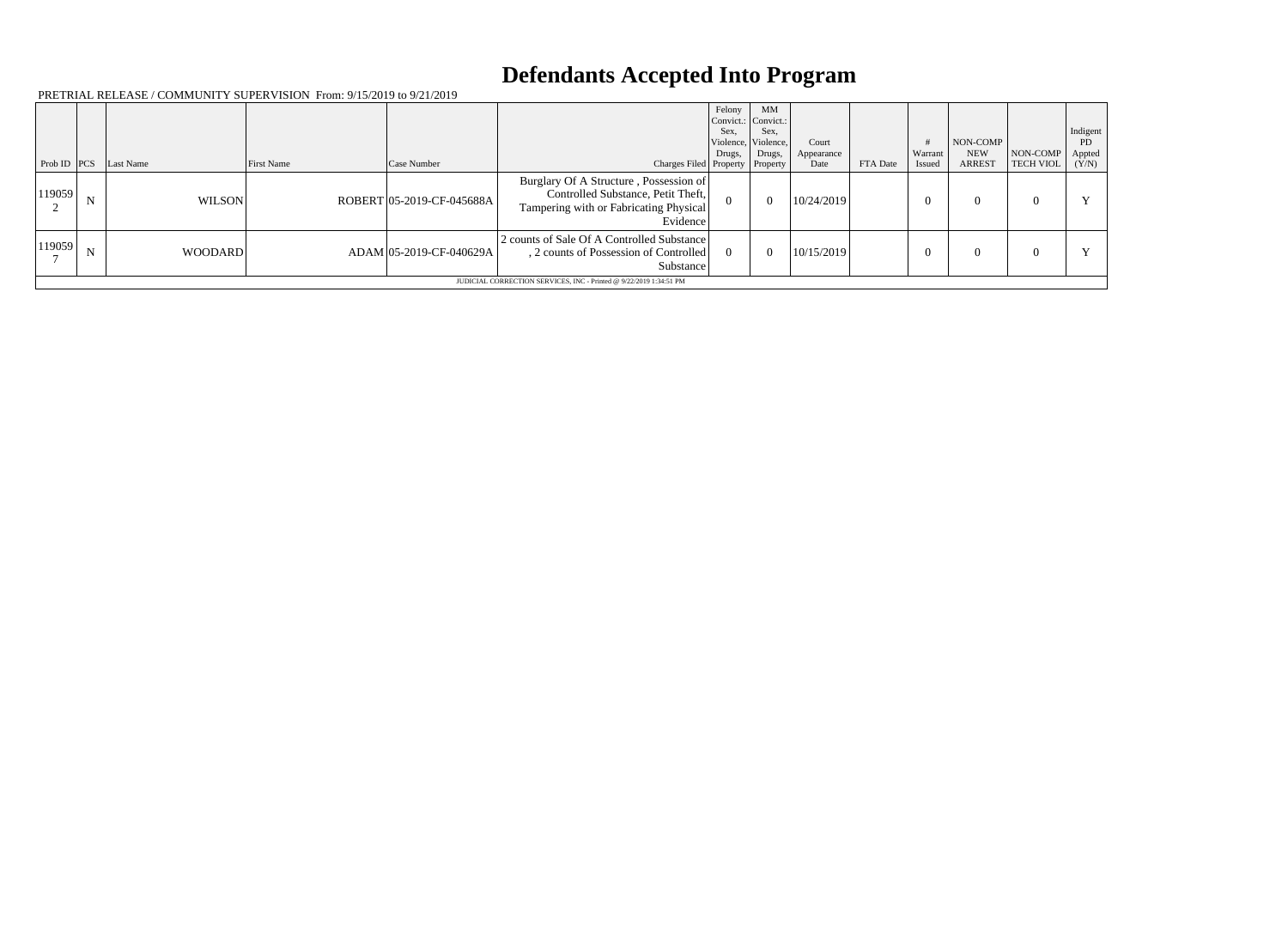# Defendants Accepted Into Program

PRETRIAL RELEASE / COMMUNITY SUPERVISION From: 9/15/2019 to 9/21/2019

| Prob ID | PCS | Last Name | First Name | Case Number | Charges Filed | Felony Convict.: Sex, Violence, Drugs, Property | MM Convict.: Sex, Violence, Drugs, Property | Court Appearance Date | FTA Date | # Warrant Issued | NON-COMP NEW ARREST | NON-COMP TECH VIOL | Indigent PD Appted (Y/N) |
|---|---|---|---|---|---|---|---|---|---|---|---|---|---|
| 1190592 | N | WILSON | ROBERT | 05-2019-CF-045688A | Burglary Of A Structure , Possession of Controlled Substance, Petit Theft, Tampering with or Fabricating Physical Evidence | 0 | 0 | 10/24/2019 | | 0 | 0 | 0 | Y |
| 1190597 | N | WOODARD | ADAM | 05-2019-CF-040629A | 2 counts of Sale Of A Controlled Substance , 2 counts of Possession of Controlled Substance | 0 | 0 | 10/15/2019 | | 0 | 0 | 0 | Y |

JUDICIAL CORRECTION SERVICES, INC - Printed @ 9/22/2019 1:34:51 PM